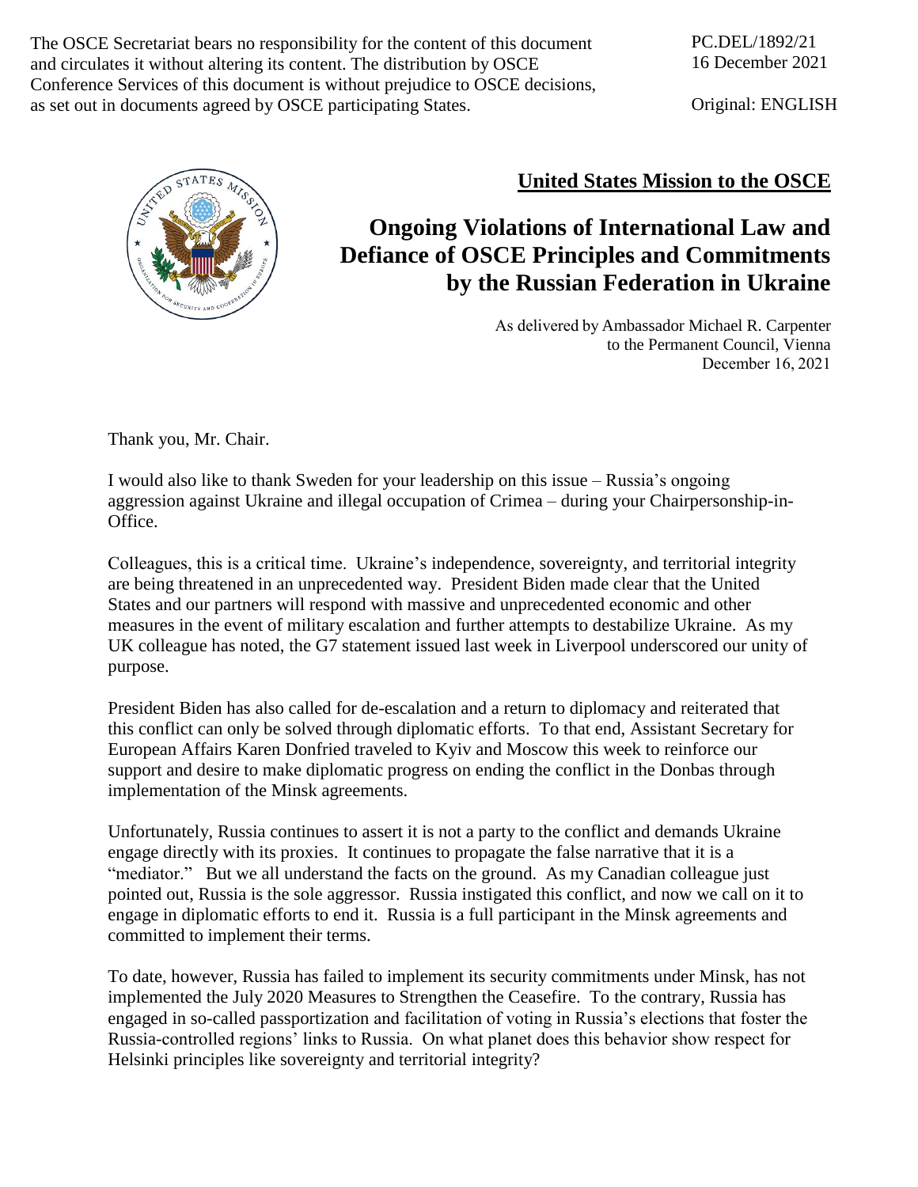The OSCE Secretariat bears no responsibility for the content of this document and circulates it without altering its content. The distribution by OSCE Conference Services of this document is without prejudice to OSCE decisions, as set out in documents agreed by OSCE participating States.

PC.DEL/1892/21
16 December 2021

Original: ENGLISH

**United States Mission to the OSCE**

# Ongoing Violations of International Law and Defiance of OSCE Principles and Commitments by the Russian Federation in Ukraine

As delivered by Ambassador Michael R. Carpenter
to the Permanent Council, Vienna
December 16, 2021

Thank you, Mr. Chair.

I would also like to thank Sweden for your leadership on this issue – Russia's ongoing aggression against Ukraine and illegal occupation of Crimea – during your Chairpersonship-in-Office.

Colleagues, this is a critical time. Ukraine's independence, sovereignty, and territorial integrity are being threatened in an unprecedented way. President Biden made clear that the United States and our partners will respond with massive and unprecedented economic and other measures in the event of military escalation and further attempts to destabilize Ukraine. As my UK colleague has noted, the G7 statement issued last week in Liverpool underscored our unity of purpose.

President Biden has also called for de-escalation and a return to diplomacy and reiterated that this conflict can only be solved through diplomatic efforts. To that end, Assistant Secretary for European Affairs Karen Donfried traveled to Kyiv and Moscow this week to reinforce our support and desire to make diplomatic progress on ending the conflict in the Donbas through implementation of the Minsk agreements.

Unfortunately, Russia continues to assert it is not a party to the conflict and demands Ukraine engage directly with its proxies. It continues to propagate the false narrative that it is a "mediator." But we all understand the facts on the ground. As my Canadian colleague just pointed out, Russia is the sole aggressor. Russia instigated this conflict, and now we call on it to engage in diplomatic efforts to end it. Russia is a full participant in the Minsk agreements and committed to implement their terms.

To date, however, Russia has failed to implement its security commitments under Minsk, has not implemented the July 2020 Measures to Strengthen the Ceasefire. To the contrary, Russia has engaged in so-called passportization and facilitation of voting in Russia's elections that foster the Russia-controlled regions' links to Russia. On what planet does this behavior show respect for Helsinki principles like sovereignty and territorial integrity?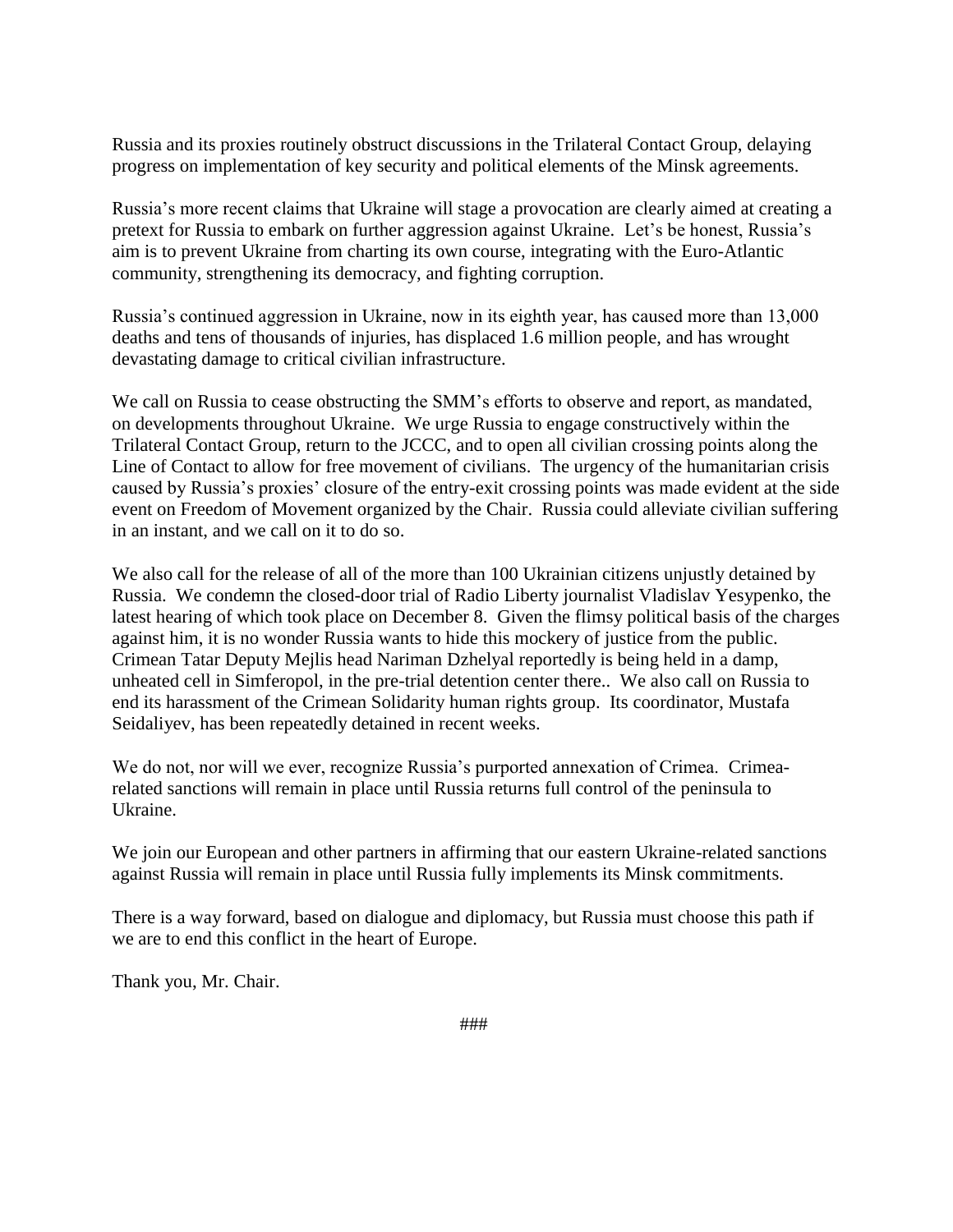Russia and its proxies routinely obstruct discussions in the Trilateral Contact Group, delaying progress on implementation of key security and political elements of the Minsk agreements.

Russia's more recent claims that Ukraine will stage a provocation are clearly aimed at creating a pretext for Russia to embark on further aggression against Ukraine. Let's be honest, Russia's aim is to prevent Ukraine from charting its own course, integrating with the Euro-Atlantic community, strengthening its democracy, and fighting corruption.

Russia's continued aggression in Ukraine, now in its eighth year, has caused more than 13,000 deaths and tens of thousands of injuries, has displaced 1.6 million people, and has wrought devastating damage to critical civilian infrastructure.

We call on Russia to cease obstructing the SMM's efforts to observe and report, as mandated, on developments throughout Ukraine. We urge Russia to engage constructively within the Trilateral Contact Group, return to the JCCC, and to open all civilian crossing points along the Line of Contact to allow for free movement of civilians. The urgency of the humanitarian crisis caused by Russia's proxies' closure of the entry-exit crossing points was made evident at the side event on Freedom of Movement organized by the Chair. Russia could alleviate civilian suffering in an instant, and we call on it to do so.

We also call for the release of all of the more than 100 Ukrainian citizens unjustly detained by Russia. We condemn the closed-door trial of Radio Liberty journalist Vladislav Yesypenko, the latest hearing of which took place on December 8. Given the flimsy political basis of the charges against him, it is no wonder Russia wants to hide this mockery of justice from the public. Crimean Tatar Deputy Mejlis head Nariman Dzhelyal reportedly is being held in a damp, unheated cell in Simferopol, in the pre-trial detention center there.. We also call on Russia to end its harassment of the Crimean Solidarity human rights group. Its coordinator, Mustafa Seidaliyev, has been repeatedly detained in recent weeks.

We do not, nor will we ever, recognize Russia's purported annexation of Crimea. Crimea-related sanctions will remain in place until Russia returns full control of the peninsula to Ukraine.

We join our European and other partners in affirming that our eastern Ukraine-related sanctions against Russia will remain in place until Russia fully implements its Minsk commitments.

There is a way forward, based on dialogue and diplomacy, but Russia must choose this path if we are to end this conflict in the heart of Europe.

Thank you, Mr. Chair.

###